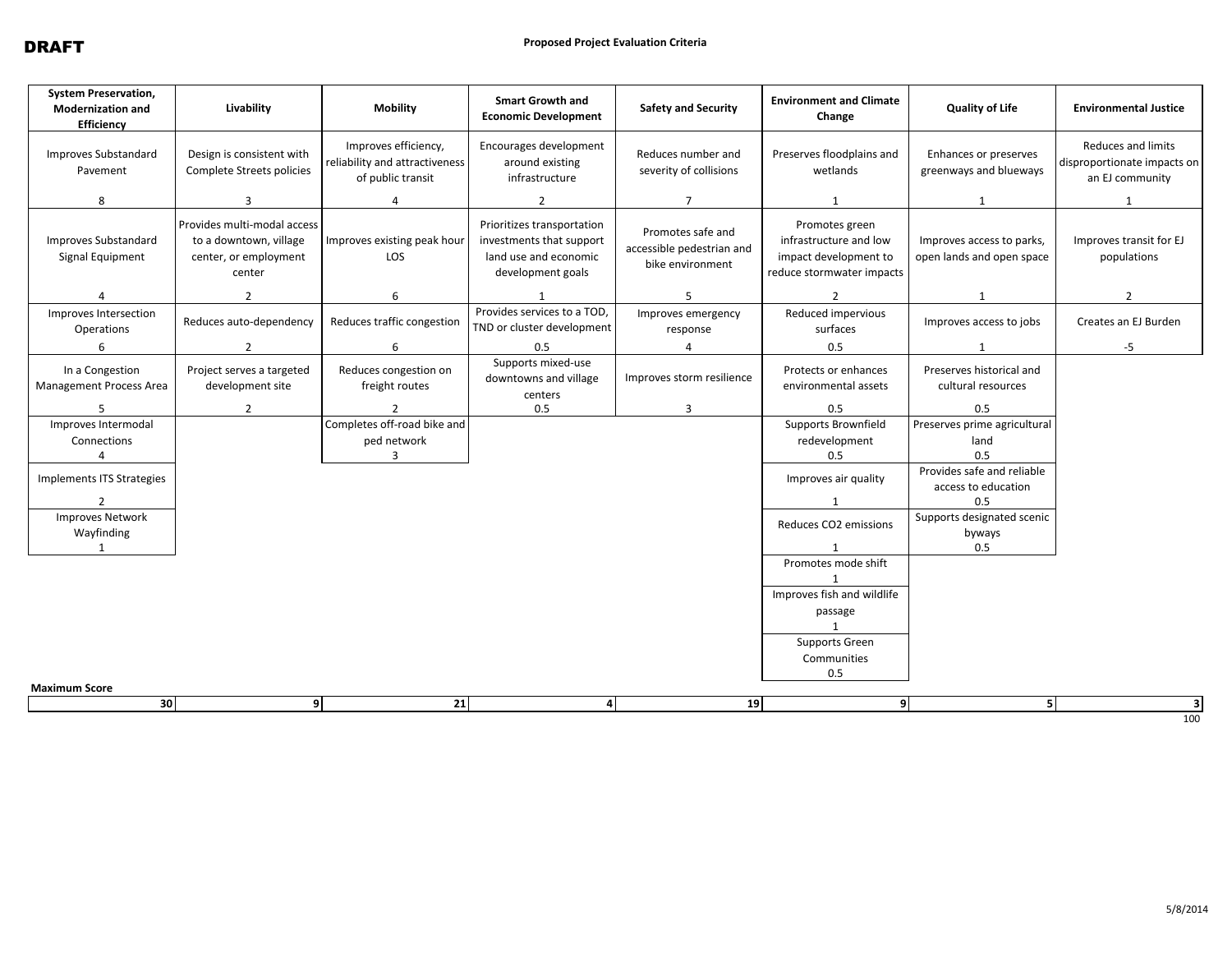**DRAFT**

**Proposed Project Evaluation Criteria**

| System Preservation, Modernization and Efficiency | | Livability | | Mobility | | Smart Growth and Economic Development | | Safety and Security | | Environment and Climate Change | | Quality of Life | | Environmental Justice | |
|---|---|---|---|---|---|---|---|---|---|---|---|---|---|---|---|
| Improves Substandard Pavement | 8 | Design is consistent with Complete Streets policies | 3 | Improves efficiency, reliability and attractiveness of public transit | 4 | Encourages development around existing infrastructure | 2 | Reduces number and severity of collisions | 7 | Preserves floodplains and wetlands | 1 | Enhances or preserves greenways and blueways | 1 | Reduces and limits disproportionate impacts on an EJ community | 1 |
| Improves Substandard Signal Equipment | 4 | Provides multi-modal access to a downtown, village center, or employment center | 2 | Improves existing peak hour LOS | 6 | Prioritizes transportation investments that support land use and economic development goals | 1 | Promotes safe and accessible pedestrian and bike environment | 5 | Promotes green infrastructure and low impact development to reduce stormwater impacts | 2 | Improves access to parks, open lands and open space | 1 | Improves transit for EJ populations | 2 |
| Improves Intersection Operations | 6 | Reduces auto-dependency | 2 | Reduces traffic congestion | 6 | Provides services to a TOD, TND or cluster development | 0.5 | Improves emergency response | 4 | Reduced impervious surfaces | 0.5 | Improves access to jobs | 1 | Creates an EJ Burden | -5 |
| In a Congestion Management Process Area | 5 | Project serves a targeted development site | 2 | Reduces congestion on freight routes | 2 | Supports mixed-use downtowns and village centers | 0.5 | Improves storm resilience | 3 | Protects or enhances environmental assets | 0.5 | Preserves historical and cultural resources | 0.5 | | |
| Improves Intermodal Connections | 4 | | | Completes off-road bike and ped network | 3 | | | | | Supports Brownfield redevelopment | 0.5 | Preserves prime agricultural land | 0.5 | | |
| Implements ITS Strategies | 2 | | | | | | | | | Improves air quality | 1 | Provides safe and reliable access to education | 0.5 | | |
| Improves Network Wayfinding | 1 | | | | | | | | | Reduces CO2 emissions | 1 | Supports designated scenic byways | 0.5 | | |
| | | | | | | | | | | Promotes mode shift | 1 | | | | |
| | | | | | | | | | | Improves fish and wildlife passage | 1 | | | | |
| | | | | | | | | | | Supports Green Communities | 0.5 | | | | |
| **Maximum Score** | 30 | | 9 | | 21 | | 4 | | 19 | | 9 | | 5 | | 3 |

100

5/8/2014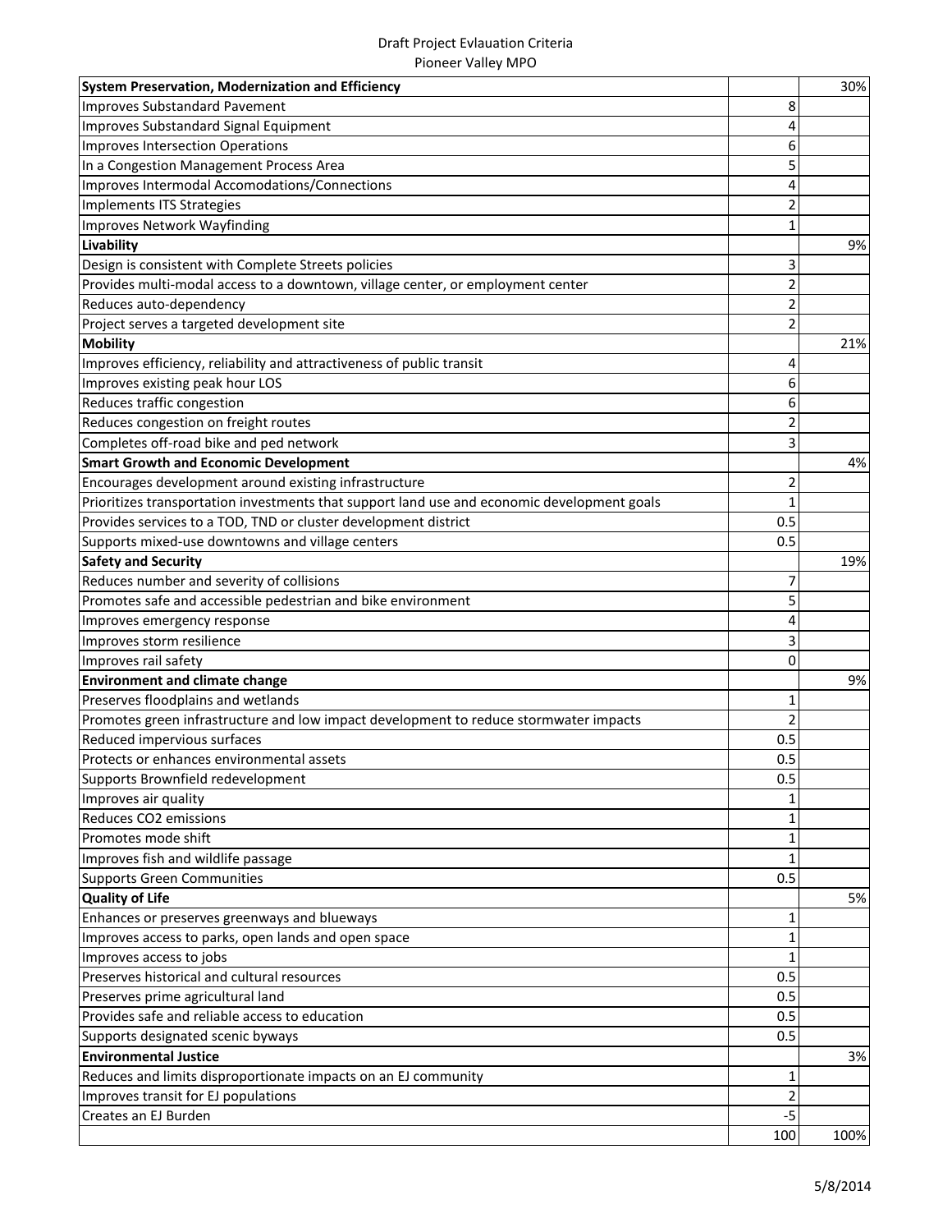Draft Project Evlauation Criteria
Pioneer Valley MPO

| **System Preservation, Modernization and Efficiency** | | 30% |
|---|---|---|
| Improves Substandard Pavement | 8 | |
| Improves Substandard Signal Equipment | 4 | |
| Improves Intersection Operations | 6 | |
| In a Congestion Management Process Area | 5 | |
| Improves Intermodal Accomodations/Connections | 4 | |
| Implements ITS Strategies | 2 | |
| Improves Network Wayfinding | 1 | |
| **Livability** | | 9% |
| Design is consistent with Complete Streets policies | 3 | |
| Provides multi-modal access to a downtown, village center, or employment center | 2 | |
| Reduces auto-dependency | 2 | |
| Project serves a targeted development site | 2 | |
| **Mobility** | | 21% |
| Improves efficiency, reliability and attractiveness of public transit | 4 | |
| Improves existing peak hour LOS | 6 | |
| Reduces traffic congestion | 6 | |
| Reduces congestion on freight routes | 2 | |
| Completes off-road bike and ped network | 3 | |
| **Smart Growth and Economic Development** | | 4% |
| Encourages development around existing infrastructure | 2 | |
| Prioritizes transportation investments that support land use and economic development goals | 1 | |
| Provides services to a TOD, TND or cluster development district | 0.5 | |
| Supports mixed-use downtowns and village centers | 0.5 | |
| **Safety and Security** | | 19% |
| Reduces number and severity of collisions | 7 | |
| Promotes safe and accessible pedestrian and bike environment | 5 | |
| Improves emergency response | 4 | |
| Improves storm resilience | 3 | |
| Improves rail safety | 0 | |
| **Environment and climate change** | | 9% |
| Preserves floodplains and wetlands | 1 | |
| Promotes green infrastructure and low impact development to reduce stormwater impacts | 2 | |
| Reduced impervious surfaces | 0.5 | |
| Protects or enhances environmental assets | 0.5 | |
| Supports Brownfield redevelopment | 0.5 | |
| Improves air quality | 1 | |
| Reduces CO2 emissions | 1 | |
| Promotes mode shift | 1 | |
| Improves fish and wildlife passage | 1 | |
| Supports Green Communities | 0.5 | |
| **Quality of Life** | | 5% |
| Enhances or preserves greenways and blueways | 1 | |
| Improves access to parks, open lands and open space | 1 | |
| Improves access to jobs | 1 | |
| Preserves historical and cultural resources | 0.5 | |
| Preserves prime agricultural land | 0.5 | |
| Provides safe and reliable access to education | 0.5 | |
| Supports designated scenic byways | 0.5 | |
| **Environmental Justice** | | 3% |
| Reduces and limits disproportionate impacts on an EJ community | 1 | |
| Improves transit for EJ populations | 2 | |
| Creates an EJ Burden | -5 | |
| | 100 | 100% |

5/8/2014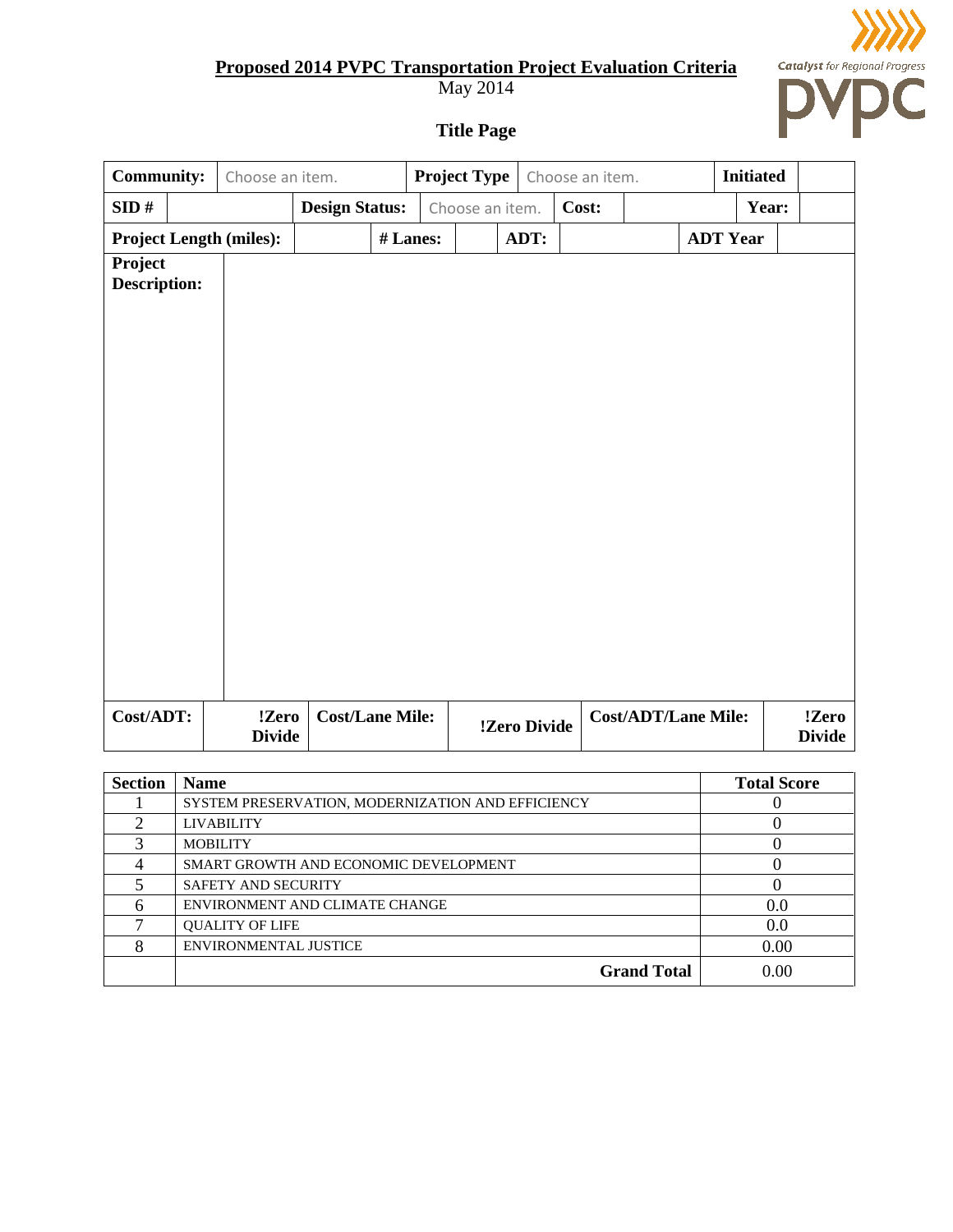**Proposed 2014 PVPC Transportation Project Evaluation Criteria**

May 2014

Catalyst for Regional Progress
pvpc

## Title Page

| Community: | Choose an item. | Project Type | Choose an item. | Initiated | |
|---|---|---|---|---|---|
| SID # | | Design Status: | Choose an item. | Cost: | Year: |
| Project Length (miles): | | # Lanes: | | ADT: | ADT Year |
| Project Description: | | | | | |
| Cost/ADT: | !Zero Divide | Cost/Lane Mile: | !Zero Divide | Cost/ADT/Lane Mile: | !Zero Divide |

| Section | Name | Total Score |
|---|---|---|
| 1 | SYSTEM PRESERVATION, MODERNIZATION AND EFFICIENCY | 0 |
| 2 | LIVABILITY | 0 |
| 3 | MOBILITY | 0 |
| 4 | SMART GROWTH AND ECONOMIC DEVELOPMENT | 0 |
| 5 | SAFETY AND SECURITY | 0 |
| 6 | ENVIRONMENT AND CLIMATE CHANGE | 0.0 |
| 7 | QUALITY OF LIFE | 0.0 |
| 8 | ENVIRONMENTAL JUSTICE | 0.00 |
| | **Grand Total** | 0.00 |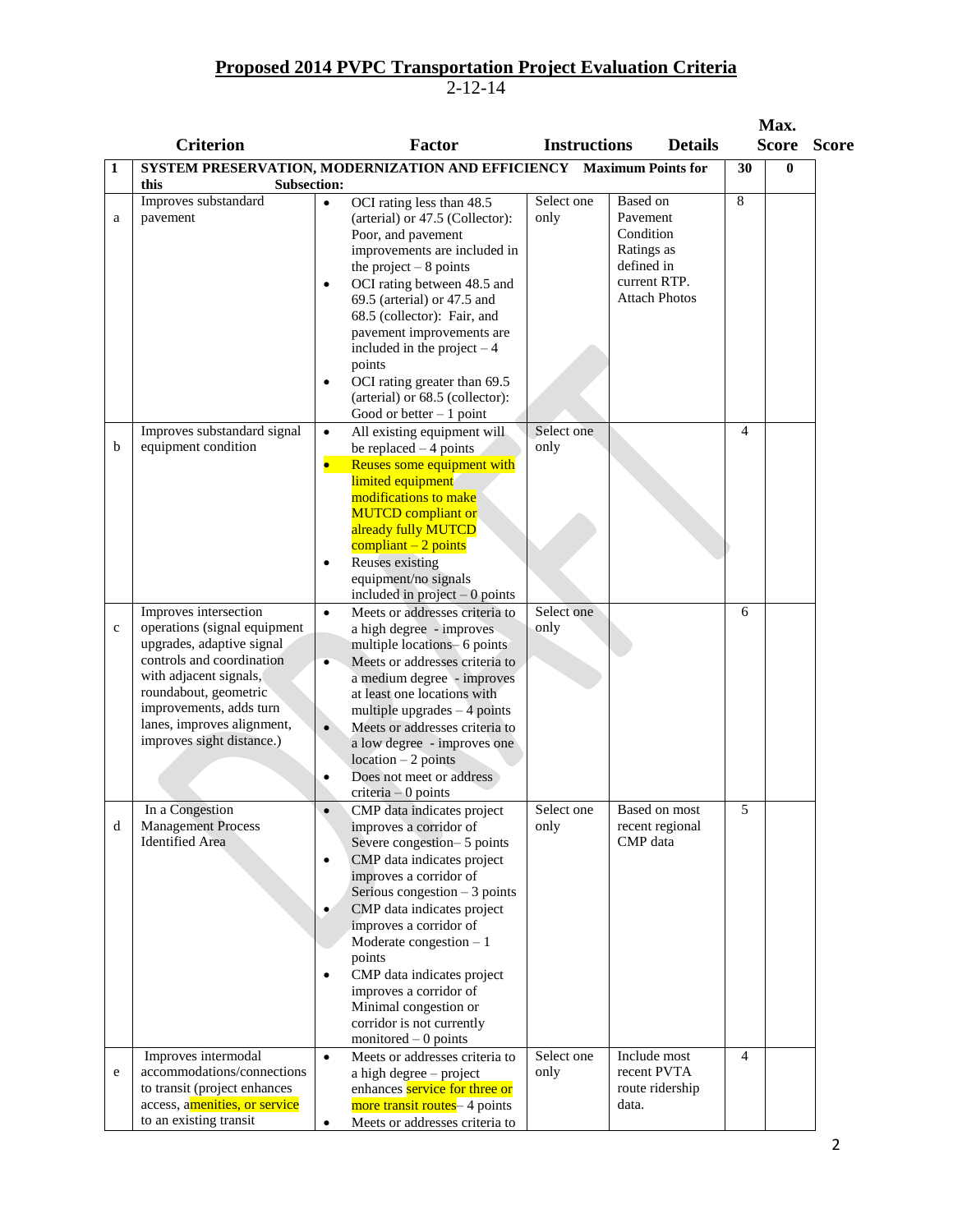# Proposed 2014 PVPC Transportation Project Evaluation Criteria

2-12-14

| | Criterion | Factor | Instructions | Details | Max. Score | Score |
|---|---|---|---|---|---|---|
| **1** | **SYSTEM PRESERVATION, MODERNIZATION AND EFFICIENCY Maximum Points for this Subsection:** | | | | **30** | **0** |
| a | Improves substandard pavement | • OCI rating less than 48.5 (arterial) or 47.5 (Collector): Poor, and pavement improvements are included in the project – 8 points<br>• OCI rating between 48.5 and 69.5 (arterial) or 47.5 and 68.5 (collector): Fair, and pavement improvements are included in the project – 4 points<br>• OCI rating greater than 69.5 (arterial) or 68.5 (collector): Good or better – 1 point | Select one only | Based on Pavement Condition Ratings as defined in current RTP. Attach Photos | 8 | |
| b | Improves substandard signal equipment condition | • All existing equipment will be replaced – 4 points<br>• Reuses some equipment with limited equipment modifications to make MUTCD compliant or already fully MUTCD compliant – 2 points<br>• Reuses existing equipment/no signals included in project – 0 points | Select one only | | 4 | |
| c | Improves intersection operations (signal equipment upgrades, adaptive signal controls and coordination with adjacent signals, roundabout, geometric improvements, adds turn lanes, improves alignment, improves sight distance.) | • Meets or addresses criteria to a high degree - improves multiple locations– 6 points<br>• Meets or addresses criteria to a medium degree - improves at least one locations with multiple upgrades – 4 points<br>• Meets or addresses criteria to a low degree - improves one location – 2 points<br>• Does not meet or address criteria – 0 points | Select one only | | 6 | |
| d | In a Congestion Management Process Identified Area | • CMP data indicates project improves a corridor of Severe congestion– 5 points<br>• CMP data indicates project improves a corridor of Serious congestion – 3 points<br>• CMP data indicates project improves a corridor of Moderate congestion – 1 points<br>• CMP data indicates project improves a corridor of Minimal congestion or corridor is not currently monitored – 0 points | Select one only | Based on most recent regional CMP data | 5 | |
| e | Improves intermodal accommodations/connections to transit (project enhances access, amenities, or service to an existing transit | • Meets or addresses criteria to a high degree – project enhances service for three or more transit routes– 4 points<br>• Meets or addresses criteria to | Select one only | Include most recent PVTA route ridership data. | 4 | |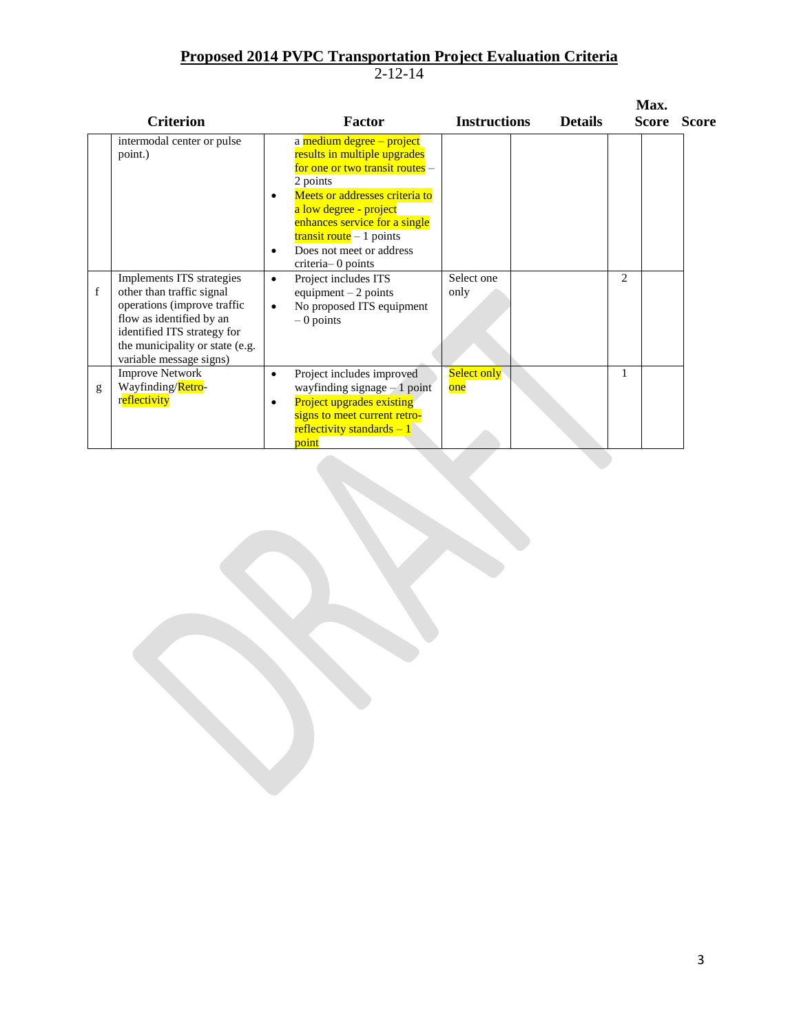## Proposed 2014 PVPC Transportation Project Evaluation Criteria

2-12-14

| | Criterion | Factor | Instructions | Details | Max. Score | Score |
|---|---|---|---|---|---|---|
| | intermodal center or pulse point.) | a medium degree – project results in multiple upgrades for one or two transit routes – 2 points<br>• Meets or addresses criteria to a low degree - project enhances service for a single transit route – 1 points<br>• Does not meet or address criteria– 0 points | | | | |
| f | Implements ITS strategies other than traffic signal operations (improve traffic flow as identified by an identified ITS strategy for the municipality or state (e.g. variable message signs) | • Project includes ITS equipment – 2 points<br>• No proposed ITS equipment – 0 points | Select one only | | 2 | |
| g | Improve Network Wayfinding/Retro-reflectivity | • Project includes improved wayfinding signage – 1 point<br>• Project upgrades existing signs to meet current retro-reflectivity standards – 1 point | Select only one | | 1 | |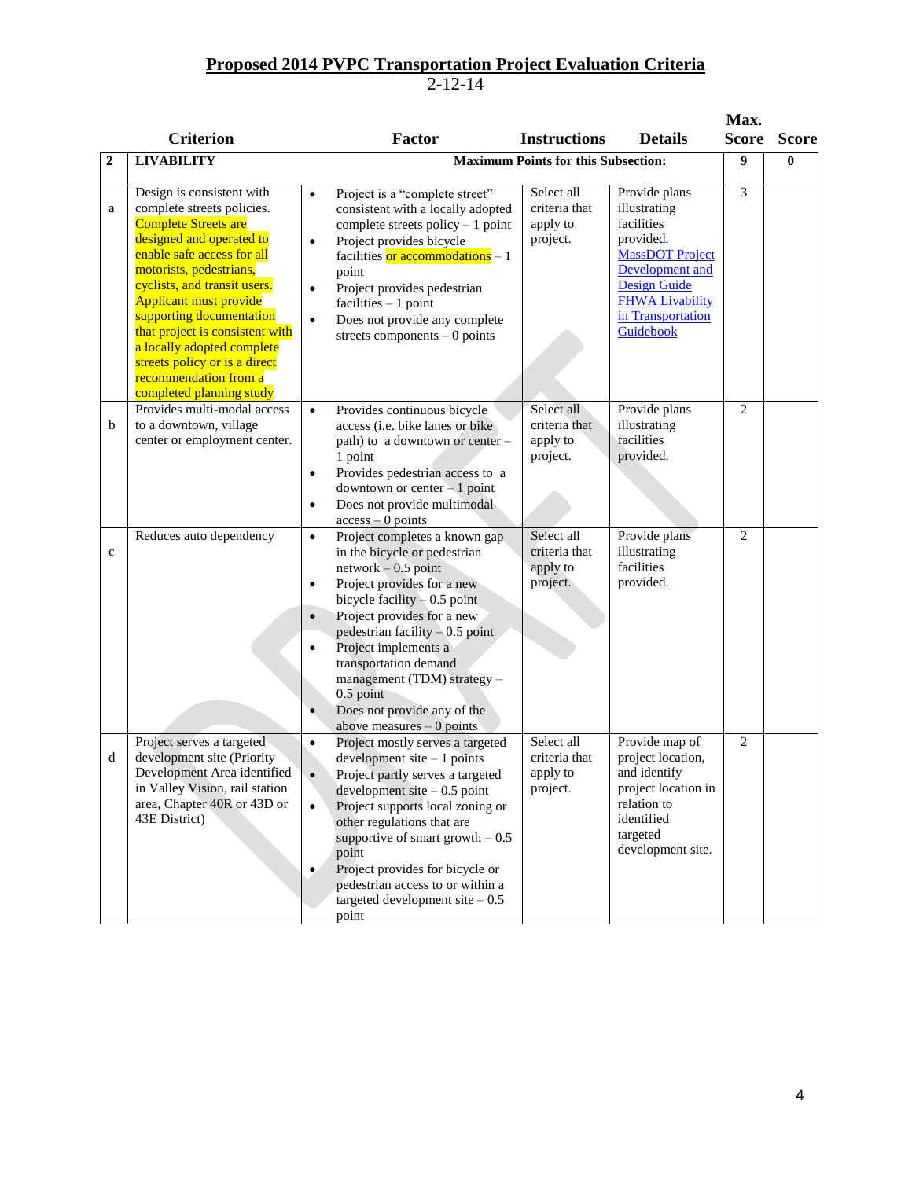# Proposed 2014 PVPC Transportation Project Evaluation Criteria

2-12-14

| | Criterion | Factor | Instructions | Details | Max. Score | Score |
|---|---|---|---|---|---|---|
| **2** | **LIVABILITY** | | | **Maximum Points for this Subsection:** | **9** | **0** |
| a | Design is consistent with complete streets policies. Complete Streets are designed and operated to enable safe access for all motorists, pedestrians, cyclists, and transit users. Applicant must provide supporting documentation that project is consistent with a locally adopted complete streets policy or is a direct recommendation from a completed planning study | • Project is a "complete street" consistent with a locally adopted complete streets policy – 1 point<br>• Project provides bicycle facilities or accommodations – 1 point<br>• Project provides pedestrian facilities – 1 point<br>• Does not provide any complete streets components – 0 points | Select all criteria that apply to project. | Provide plans illustrating facilities provided. MassDOT Project Development and Design Guide FHWA Livability in Transportation Guidebook | 3 | |
| b | Provides multi-modal access to a downtown, village center or employment center. | • Provides continuous bicycle access (i.e. bike lanes or bike path) to a downtown or center – 1 point<br>• Provides pedestrian access to a downtown or center – 1 point<br>• Does not provide multimodal access – 0 points | Select all criteria that apply to project. | Provide plans illustrating facilities provided. | 2 | |
| c | Reduces auto dependency | • Project completes a known gap in the bicycle or pedestrian network – 0.5 point<br>• Project provides for a new bicycle facility – 0.5 point<br>• Project provides for a new pedestrian facility – 0.5 point<br>• Project implements a transportation demand management (TDM) strategy – 0.5 point<br>• Does not provide any of the above measures – 0 points | Select all criteria that apply to project. | Provide plans illustrating facilities provided. | 2 | |
| d | Project serves a targeted development site (Priority Development Area identified in Valley Vision, rail station area, Chapter 40R or 43D or 43E District) | • Project mostly serves a targeted development site – 1 points<br>• Project partly serves a targeted development site – 0.5 point<br>• Project supports local zoning or other regulations that are supportive of smart growth – 0.5 point<br>• Project provides for bicycle or pedestrian access to or within a targeted development site – 0.5 point | Select all criteria that apply to project. | Provide map of project location, and identify project location in relation to identified targeted development site. | 2 | |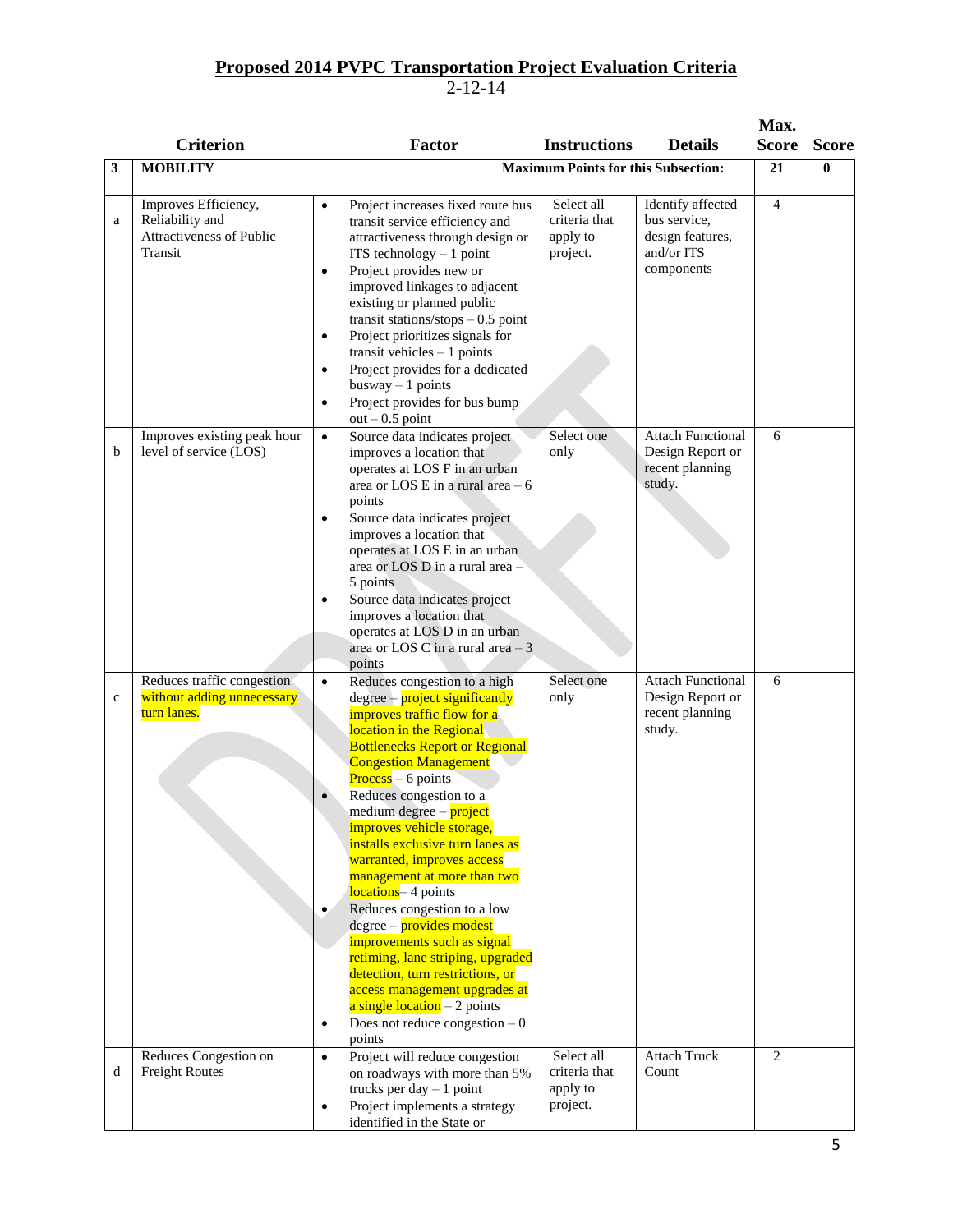## Proposed 2014 PVPC Transportation Project Evaluation Criteria

2-12-14

| | Criterion | Factor | Instructions | Details | Max. Score | Score |
|---|---|---|---|---|---|---|
| **3** | **MOBILITY** | | **Maximum Points for this Subsection:** | | **21** | **0** |
| a | Improves Efficiency, Reliability and Attractiveness of Public Transit | • Project increases fixed route bus transit service efficiency and attractiveness through design or ITS technology – 1 point<br>• Project provides new or improved linkages to adjacent existing or planned public transit stations/stops – 0.5 point<br>• Project prioritizes signals for transit vehicles – 1 points<br>• Project provides for a dedicated busway – 1 points<br>• Project provides for bus bump out – 0.5 point | Select all criteria that apply to project. | Identify affected bus service, design features, and/or ITS components | 4 | |
| b | Improves existing peak hour level of service (LOS) | • Source data indicates project improves a location that operates at LOS F in an urban area or LOS E in a rural area – 6 points<br>• Source data indicates project improves a location that operates at LOS E in an urban area or LOS D in a rural area – 5 points<br>• Source data indicates project improves a location that operates at LOS D in an urban area or LOS C in a rural area – 3 points | Select one only | Attach Functional Design Report or recent planning study. | 6 | |
| c | Reduces traffic congestion without adding unnecessary turn lanes. | • Reduces congestion to a high degree – project significantly improves traffic flow for a location in the Regional Bottlenecks Report or Regional Congestion Management Process – 6 points<br>• Reduces congestion to a medium degree – project improves vehicle storage, installs exclusive turn lanes as warranted, improves access management at more than two locations– 4 points<br>• Reduces congestion to a low degree – provides modest improvements such as signal retiming, lane striping, upgraded detection, turn restrictions, or access management upgrades at a single location – 2 points<br>• Does not reduce congestion – 0 points | Select one only | Attach Functional Design Report or recent planning study. | 6 | |
| d | Reduces Congestion on Freight Routes | • Project will reduce congestion on roadways with more than 5% trucks per day – 1 point<br>• Project implements a strategy identified in the State or | Select all criteria that apply to project. | Attach Truck Count | 2 | |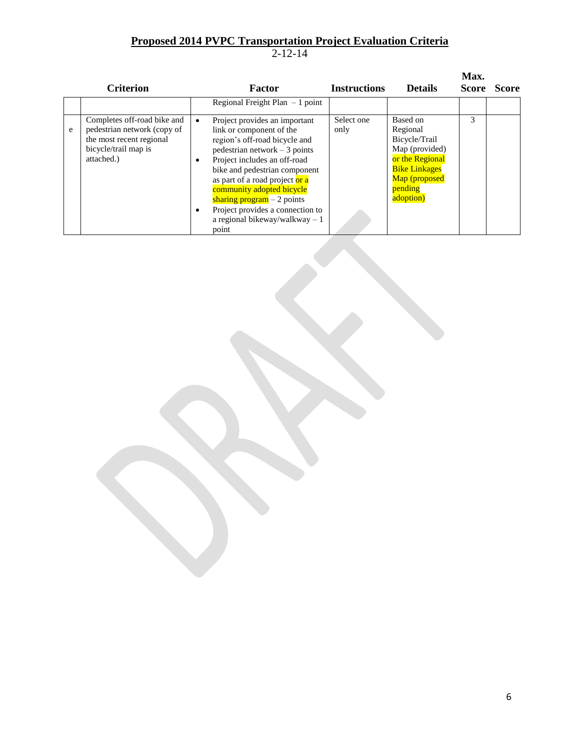## Proposed 2014 PVPC Transportation Project Evaluation Criteria

2-12-14

| | Criterion | Factor | Instructions | Details | Max. Score | Score |
|---|---|---|---|---|---|---|
| | | Regional Freight Plan – 1 point | | | | |
| e | Completes off-road bike and pedestrian network (copy of the most recent regional bicycle/trail map is attached.) | • Project provides an important link or component of the region's off-road bicycle and pedestrian network – 3 points<br>• Project includes an off-road bike and pedestrian component as part of a road project or a community adopted bicycle sharing program – 2 points<br>• Project provides a connection to a regional bikeway/walkway – 1 point | Select one only | Based on Regional Bicycle/Trail Map (provided) or the Regional Bike Linkages Map (proposed pending adoption) | 3 | |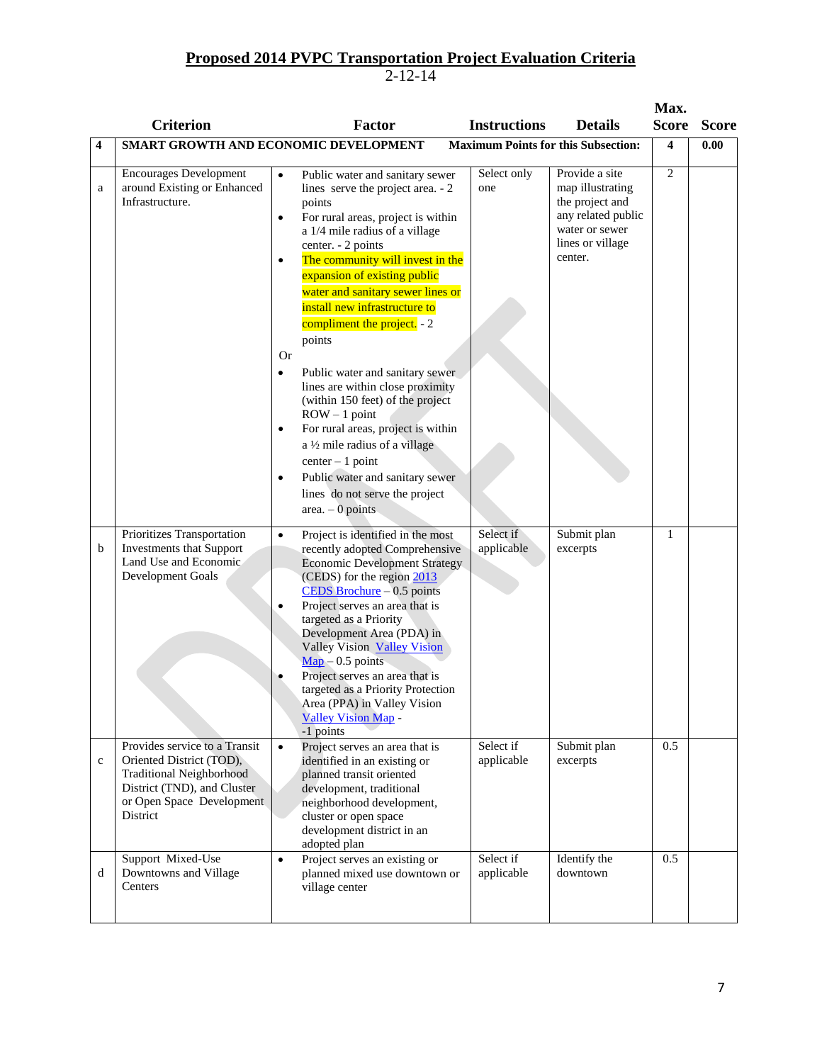# Proposed 2014 PVPC Transportation Project Evaluation Criteria

2-12-14

| | Criterion | Factor | Instructions | Details | Max. Score | Score |
|---|---|---|---|---|---|---|
| **4** | **SMART GROWTH AND ECONOMIC DEVELOPMENT** | | **Maximum Points for this Subsection:** | | **4** | **0.00** |
| a | Encourages Development around Existing or Enhanced Infrastructure. | • Public water and sanitary sewer lines serve the project area. - 2 points<br>• For rural areas, project is within a 1/4 mile radius of a village center. - 2 points<br>• The community will invest in the expansion of existing public water and sanitary sewer lines or install new infrastructure to compliment the project. - 2 points<br>Or<br>• Public water and sanitary sewer lines are within close proximity (within 150 feet) of the project ROW – 1 point<br>• For rural areas, project is within a ½ mile radius of a village center – 1 point<br>• Public water and sanitary sewer lines do not serve the project area. – 0 points | Select only one | Provide a site map illustrating the project and any related public water or sewer lines or village center. | 2 | |
| b | Prioritizes Transportation Investments that Support Land Use and Economic Development Goals | • Project is identified in the most recently adopted Comprehensive Economic Development Strategy (CEDS) for the region 2013 CEDS Brochure – 0.5 points<br>• Project serves an area that is targeted as a Priority Development Area (PDA) in Valley Vision Valley Vision Map – 0.5 points<br>• Project serves an area that is targeted as a Priority Protection Area (PPA) in Valley Vision Valley Vision Map - -1 points | Select if applicable | Submit plan excerpts | 1 | |
| c | Provides service to a Transit Oriented District (TOD), Traditional Neighborhood District (TND), and Cluster or Open Space Development District | • Project serves an area that is identified in an existing or planned transit oriented development, traditional neighborhood development, cluster or open space development district in an adopted plan | Select if applicable | Submit plan excerpts | 0.5 | |
| d | Support Mixed-Use Downtowns and Village Centers | • Project serves an existing or planned mixed use downtown or village center | Select if applicable | Identify the downtown | 0.5 | |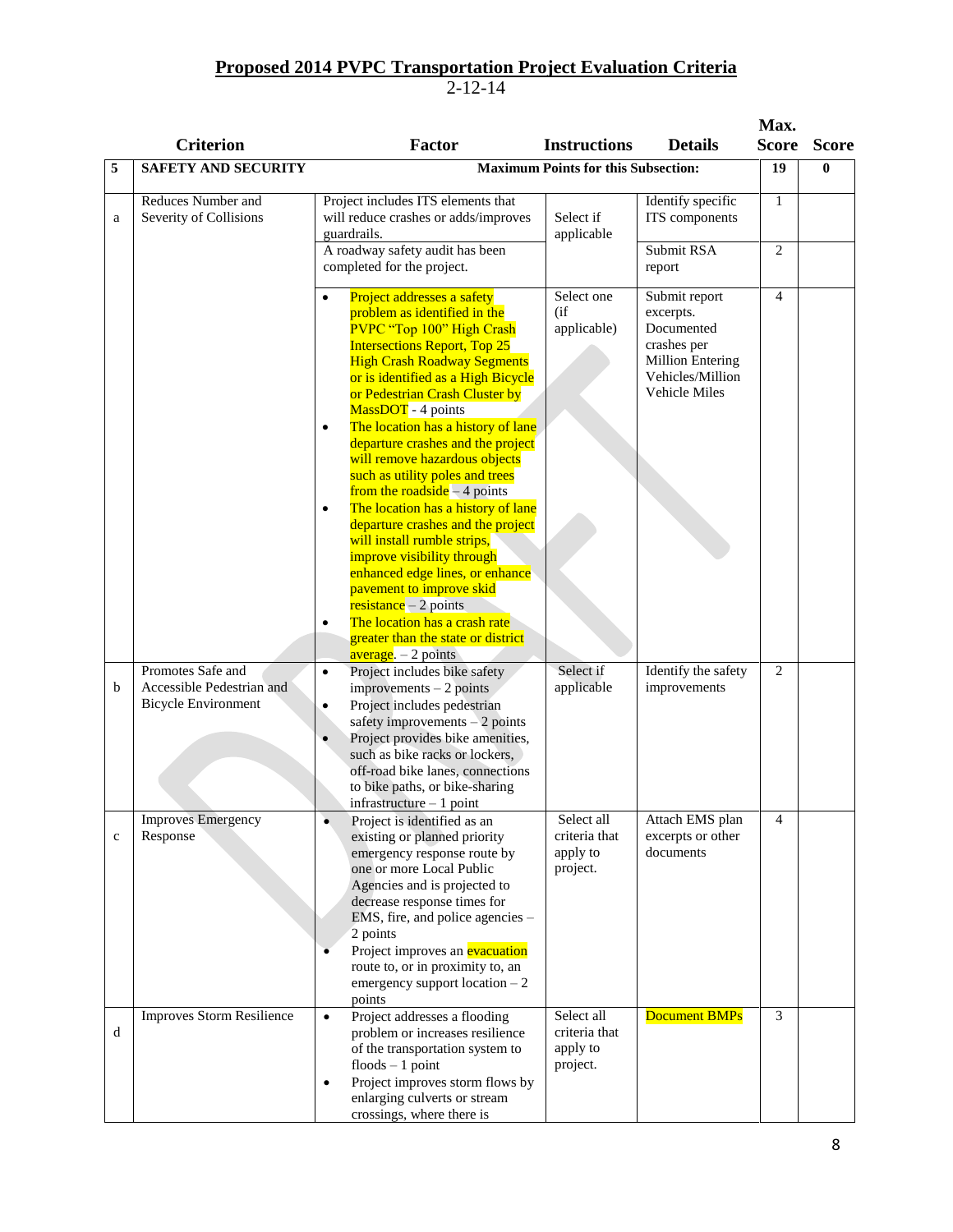# Proposed 2014 PVPC Transportation Project Evaluation Criteria

2-12-14

| | Criterion | Factor | Instructions | Details | Max. Score | Score |
|---|---|---|---|---|---|---|
| **5** | **SAFETY AND SECURITY** | | **Maximum Points for this Subsection:** | | **19** | **0** |
| a | Reduces Number and Severity of Collisions | Project includes ITS elements that will reduce crashes or adds/improves guardrails. | Select if applicable | Identify specific ITS components | 1 | |
| | | A roadway safety audit has been completed for the project. | | Submit RSA report | 2 | |
| | | • Project addresses a safety problem as identified in the PVPC "Top 100" High Crash Intersections Report, Top 25 High Crash Roadway Segments or is identified as a High Bicycle or Pedestrian Crash Cluster by MassDOT - 4 points<br>• The location has a history of lane departure crashes and the project will remove hazardous objects such as utility poles and trees from the roadside – 4 points<br>• The location has a history of lane departure crashes and the project will install rumble strips, improve visibility through enhanced edge lines, or enhance pavement to improve skid resistance – 2 points<br>• The location has a crash rate greater than the state or district average. – 2 points | Select one (if applicable) | Submit report excerpts. Documented crashes per Million Entering Vehicles/Million Vehicle Miles | 4 | |
| b | Promotes Safe and Accessible Pedestrian and Bicycle Environment | • Project includes bike safety improvements – 2 points<br>• Project includes pedestrian safety improvements – 2 points<br>• Project provides bike amenities, such as bike racks or lockers, off-road bike lanes, connections to bike paths, or bike-sharing infrastructure – 1 point | Select if applicable | Identify the safety improvements | 2 | |
| c | Improves Emergency Response | • Project is identified as an existing or planned priority emergency response route by one or more Local Public Agencies and is projected to decrease response times for EMS, fire, and police agencies – 2 points<br>• Project improves an evacuation route to, or in proximity to, an emergency support location – 2 points | Select all criteria that apply to project. | Attach EMS plan excerpts or other documents | 4 | |
| d | Improves Storm Resilience | • Project addresses a flooding problem or increases resilience of the transportation system to floods – 1 point<br>• Project improves storm flows by enlarging culverts or stream crossings, where there is | Select all criteria that apply to project. | Document BMPs | 3 | |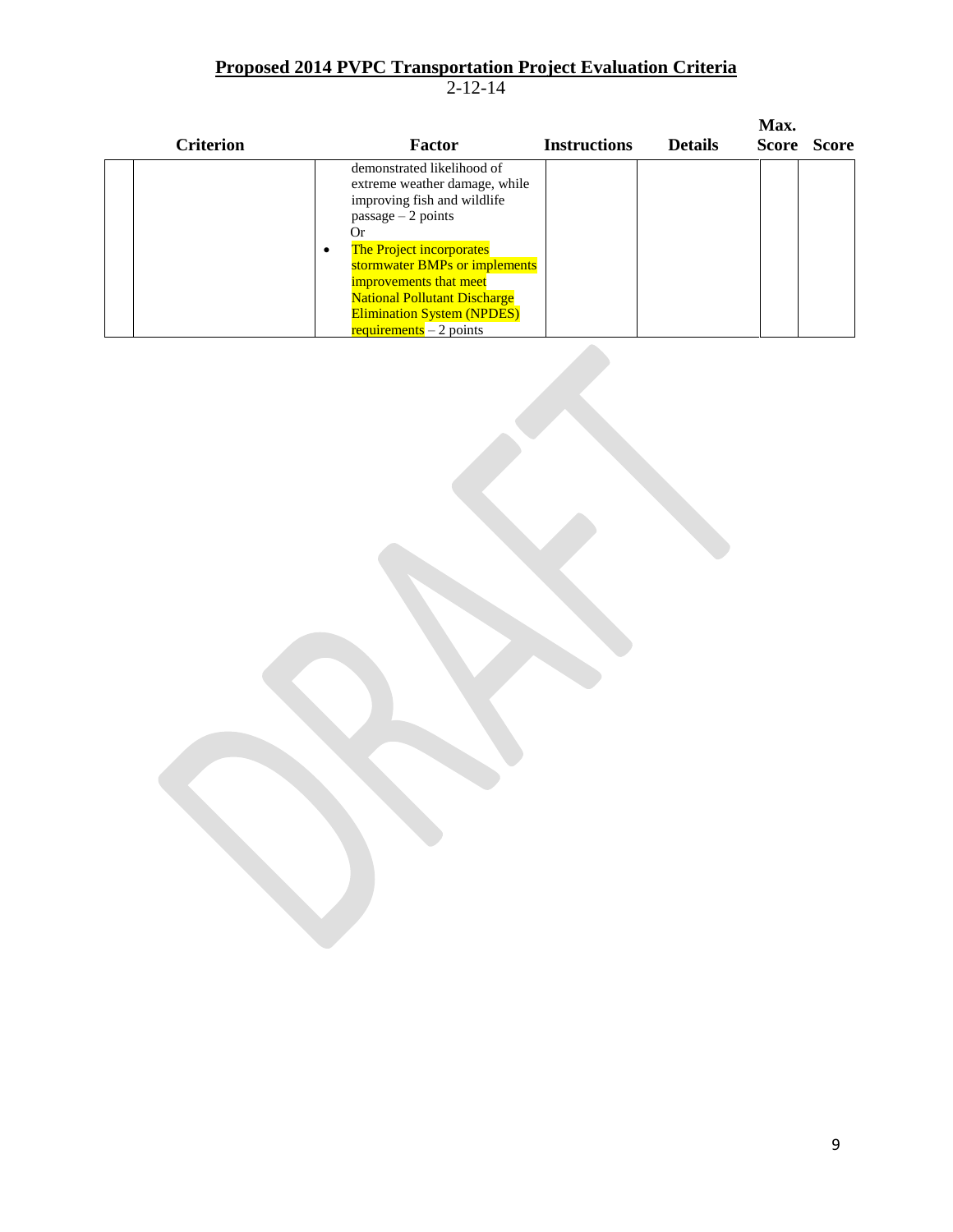## Proposed 2014 PVPC Transportation Project Evaluation Criteria

2-12-14

| | Criterion | Factor | Instructions | Details | Max. Score | Score |
|---|---|---|---|---|---|---|
| | | demonstrated likelihood of extreme weather damage, while improving fish and wildlife passage – 2 points<br>Or<br>• The Project incorporates stormwater BMPs or implements improvements that meet National Pollutant Discharge Elimination System (NPDES) requirements – 2 points | | | | |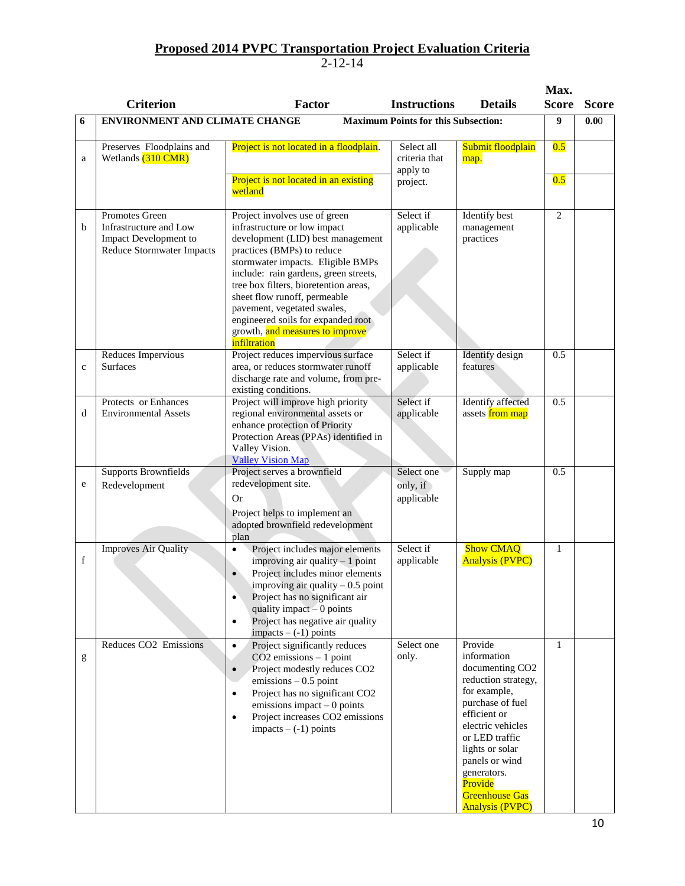## Proposed 2014 PVPC Transportation Project Evaluation Criteria

2-12-14

| | Criterion | Factor | Instructions | Details | Max. Score | Score |
|---|---|---|---|---|---|---|
| **6** | **ENVIRONMENT AND CLIMATE CHANGE** | **Maximum Points for this Subsection:** | | | **9** | **0.0**0 |
| a | Preserves Floodplains and Wetlands (310 CMR) | Project is not located in a floodplain. | Select all criteria that apply to project. | Submit floodplain map. | 0.5 | |
| | | Project is not located in an existing wetland | | | 0.5 | |
| b | Promotes Green Infrastructure and Low Impact Development to Reduce Stormwater Impacts | Project involves use of green infrastructure or low impact development (LID) best management practices (BMPs) to reduce stormwater impacts. Eligible BMPs include: rain gardens, green streets, tree box filters, bioretention areas, sheet flow runoff, permeable pavement, vegetated swales, engineered soils for expanded root growth, and measures to improve infiltration | Select if applicable | Identify best management practices | 2 | |
| c | Reduces Impervious Surfaces | Project reduces impervious surface area, or reduces stormwater runoff discharge rate and volume, from pre-existing conditions. | Select if applicable | Identify design features | 0.5 | |
| d | Protects or Enhances Environmental Assets | Project will improve high priority regional environmental assets or enhance protection of Priority Protection Areas (PPAs) identified in Valley Vision. Valley Vision Map | Select if applicable | Identify affected assets from map | 0.5 | |
| e | Supports Brownfields Redevelopment | Project serves a brownfield redevelopment site. Or Project helps to implement an adopted brownfield redevelopment plan | Select one only, if applicable | Supply map | 0.5 | |
| f | Improves Air Quality | • Project includes major elements improving air quality – 1 point<br>• Project includes minor elements improving air quality – 0.5 point<br>• Project has no significant air quality impact – 0 points<br>• Project has negative air quality impacts – (-1) points | Select if applicable | Show CMAQ Analysis (PVPC) | 1 | |
| g | Reduces $CO_2$ Emissions | • Project significantly reduces $CO_2$ emissions – 1 point<br>• Project modestly reduces $CO_2$ emissions – 0.5 point<br>• Project has no significant $CO_2$ emissions impact – 0 points<br>• Project increases $CO_2$ emissions impacts – (-1) points | Select one only. | Provide information documenting $CO_2$ reduction strategy, for example, purchase of fuel efficient or electric vehicles or LED traffic lights or solar panels or wind generators. Provide Greenhouse Gas Analysis (PVPC) | 1 | |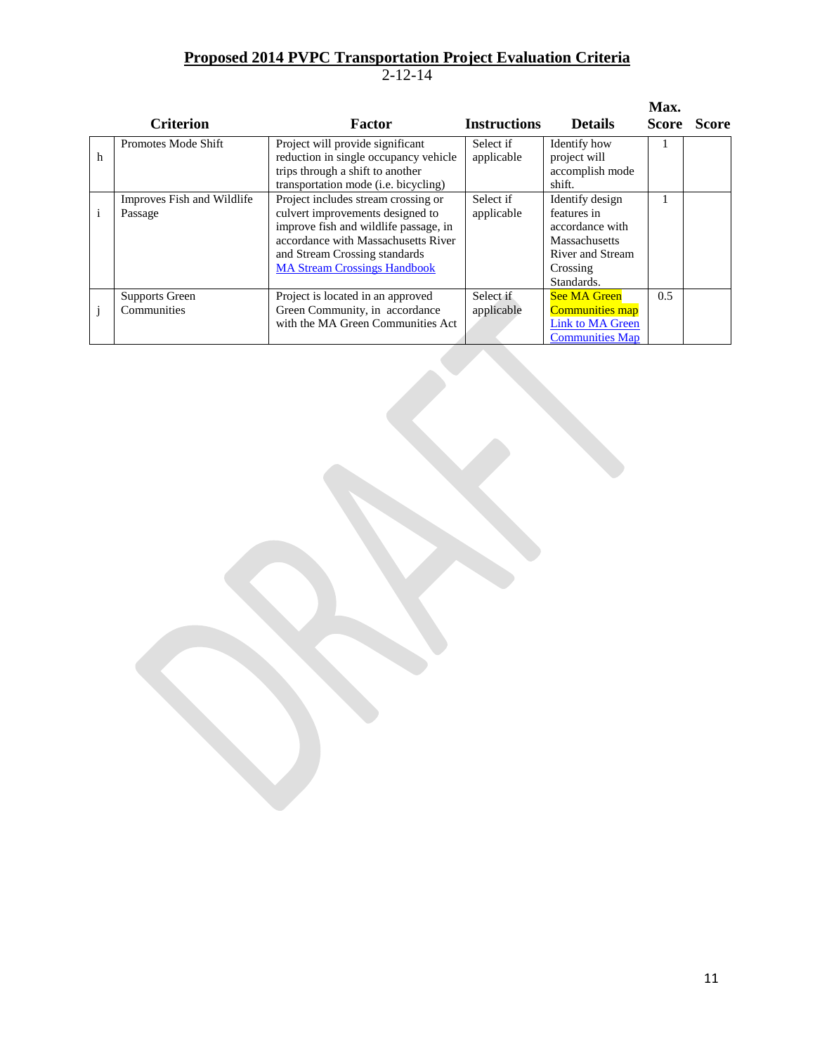## Proposed 2014 PVPC Transportation Project Evaluation Criteria

2-12-14

| | Criterion | Factor | Instructions | Details | Max. Score | Score |
|---|---|---|---|---|---|---|
| h | Promotes Mode Shift | Project will provide significant reduction in single occupancy vehicle trips through a shift to another transportation mode (i.e. bicycling) | Select if applicable | Identify how project will accomplish mode shift. | 1 | |
| i | Improves Fish and Wildlife Passage | Project includes stream crossing or culvert improvements designed to improve fish and wildlife passage, in accordance with Massachusetts River and Stream Crossing standards MA Stream Crossings Handbook | Select if applicable | Identify design features in accordance with Massachusetts River and Stream Crossing Standards. | 1 | |
| j | Supports Green Communities | Project is located in an approved Green Community, in accordance with the MA Green Communities Act | Select if applicable | See MA Green Communities map Link to MA Green Communities Map | 0.5 | |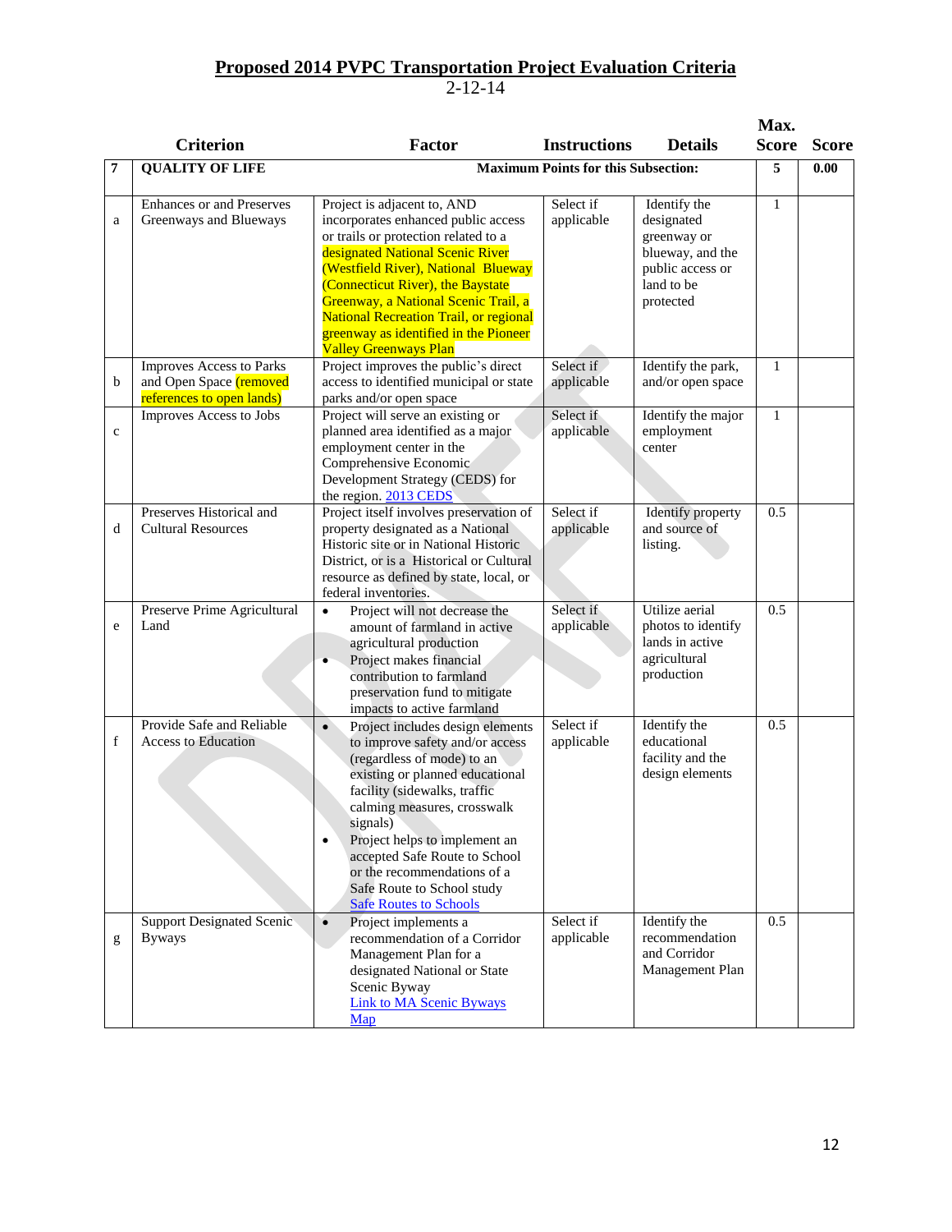# Proposed 2014 PVPC Transportation Project Evaluation Criteria

2-12-14

| | Criterion | Factor | Instructions | Details | Max. Score | Score |
|---|---|---|---|---|---|---|
| **7** | **QUALITY OF LIFE** | **Maximum Points for this Subsection:** | | | **5** | **0.00** |
| a | Enhances or and Preserves Greenways and Blueways | Project is adjacent to, AND incorporates enhanced public access or trails or protection related to a designated National Scenic River (Westfield River), National Blueway (Connecticut River), the Baystate Greenway, a National Scenic Trail, a National Recreation Trail, or regional greenway as identified in the Pioneer Valley Greenways Plan | Select if applicable | Identify the designated greenway or blueway, and the public access or land to be protected | 1 | |
| b | Improves Access to Parks and Open Space (removed references to open lands) | Project improves the public's direct access to identified municipal or state parks and/or open space | Select if applicable | Identify the park, and/or open space | 1 | |
| c | Improves Access to Jobs | Project will serve an existing or planned area identified as a major employment center in the Comprehensive Economic Development Strategy (CEDS) for the region. 2013 CEDS | Select if applicable | Identify the major employment center | 1 | |
| d | Preserves Historical and Cultural Resources | Project itself involves preservation of property designated as a National Historic site or in National Historic District, or is a Historical or Cultural resource as defined by state, local, or federal inventories. | Select if applicable | Identify property and source of listing. | 0.5 | |
| e | Preserve Prime Agricultural Land | • Project will not decrease the amount of farmland in active agricultural production<br>• Project makes financial contribution to farmland preservation fund to mitigate impacts to active farmland | Select if applicable | Utilize aerial photos to identify lands in active agricultural production | 0.5 | |
| f | Provide Safe and Reliable Access to Education | • Project includes design elements to improve safety and/or access (regardless of mode) to an existing or planned educational facility (sidewalks, traffic calming measures, crosswalk signals)<br>• Project helps to implement an accepted Safe Route to School or the recommendations of a Safe Route to School study Safe Routes to Schools | Select if applicable | Identify the educational facility and the design elements | 0.5 | |
| g | Support Designated Scenic Byways | • Project implements a recommendation of a Corridor Management Plan for a designated National or State Scenic Byway Link to MA Scenic Byways Map | Select if applicable | Identify the recommendation and Corridor Management Plan | 0.5 | |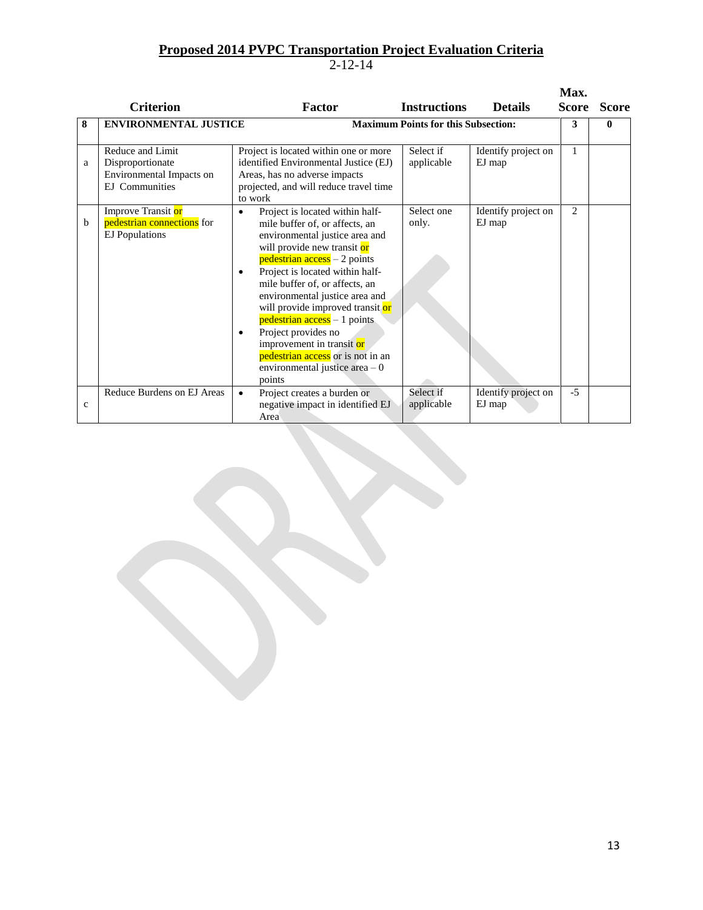## Proposed 2014 PVPC Transportation Project Evaluation Criteria

2-12-14

| | Criterion | Factor | Instructions | Details | Max. Score | Score |
|---|---|---|---|---|---|---|
| **8** | **ENVIRONMENTAL JUSTICE** | | **Maximum Points for this Subsection:** | | **3** | **0** |
| a | Reduce and Limit Disproportionate Environmental Impacts on EJ Communities | Project is located within one or more identified Environmental Justice (EJ) Areas, has no adverse impacts projected, and will reduce travel time to work | Select if applicable | Identify project on EJ map | 1 | |
| b | Improve Transit or pedestrian connections for EJ Populations | • Project is located within half-mile buffer of, or affects, an environmental justice area and will provide new transit or pedestrian access – 2 points<br>• Project is located within half-mile buffer of, or affects, an environmental justice area and will provide improved transit or pedestrian access – 1 points<br>• Project provides no improvement in transit or pedestrian access or is not in an environmental justice area – 0 points | Select one only. | Identify project on EJ map | 2 | |
| c | Reduce Burdens on EJ Areas | • Project creates a burden or negative impact in identified EJ Area | Select if applicable | Identify project on EJ map | -5 | |